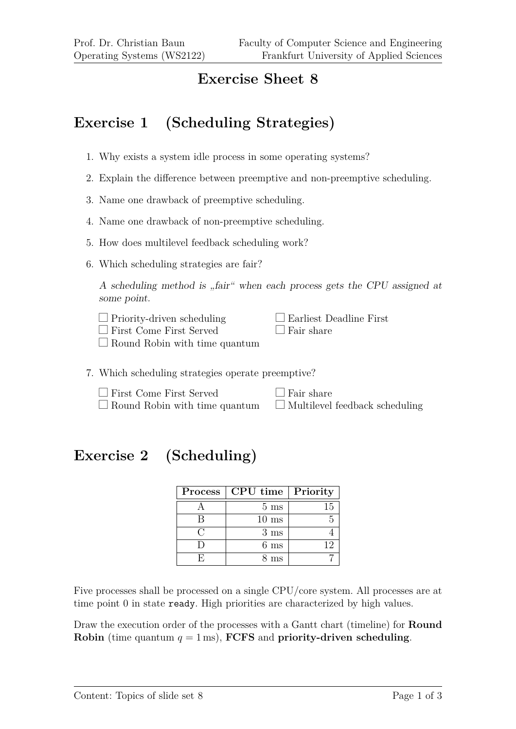# Exercise Sheet 8

## Exercise 1 (Scheduling Strategies)

1. Why exists a system idle process in some operating systems?
2. Explain the difference between preemptive and non-preemptive scheduling.
3. Name one drawback of preemptive scheduling.
4. Name one drawback of non-preemptive scheduling.
5. How does multilevel feedback scheduling work?
6. Which scheduling strategies are fair?

   *A scheduling method is „fair“ when each process gets the CPU assigned at some point.*

   - ☐ Priority-driven scheduling
   - ☐ First Come First Served
   - ☐ Round Robin with time quantum
   - ☐ Earliest Deadline First
   - ☐ Fair share

7. Which scheduling strategies operate preemptive?

   - ☐ First Come First Served
   - ☐ Round Robin with time quantum
   - ☐ Fair share
   - ☐ Multilevel feedback scheduling

## Exercise 2 (Scheduling)

| Process | CPU time | Priority |
|---|---|---|
| A | 5 ms | 15 |
| B | 10 ms | 5 |
| C | 3 ms | 4 |
| D | 6 ms | 12 |
| E | 8 ms | 7 |

Five processes shall be processed on a single CPU/core system. All processes are at time point 0 in state `ready`. High priorities are characterized by high values.

Draw the execution order of the processes with a Gantt chart (timeline) for **Round Robin** (time quantum $q = 1\,\text{ms}$), **FCFS** and **priority-driven scheduling**.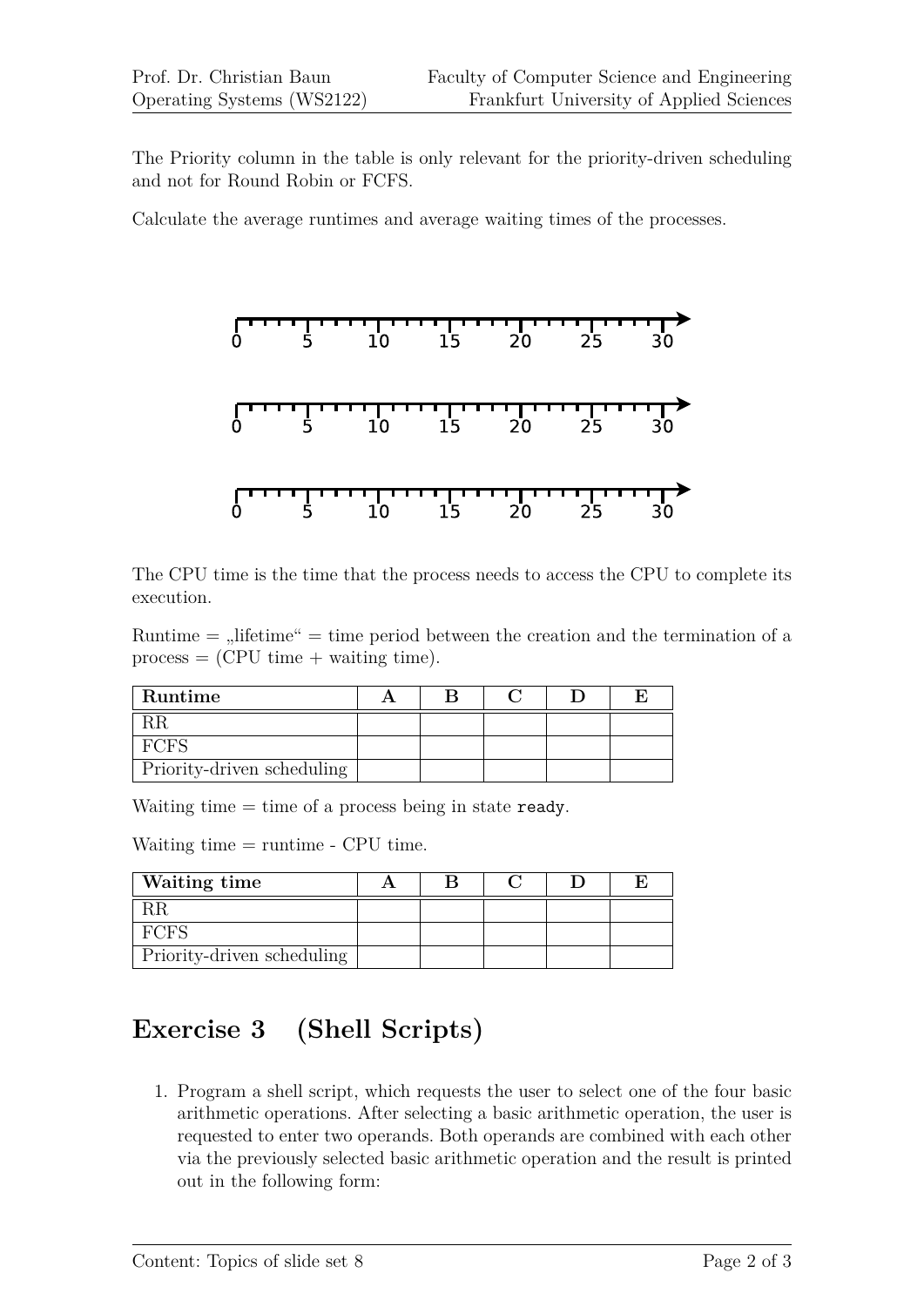The Priority column in the table is only relevant for the priority-driven scheduling and not for Round Robin or FCFS.

Calculate the average runtimes and average waiting times of the processes.

The CPU time is the time that the process needs to access the CPU to complete its execution.

Runtime = „lifetime“ = time period between the creation and the termination of a process = (CPU time + waiting time).

| Runtime | A | B | C | D | E |
|---|---|---|---|---|---|
| RR | | | | | |
| FCFS | | | | | |
| Priority-driven scheduling | | | | | |

Waiting time = time of a process being in state `ready`.

Waiting time = runtime - CPU time.

| Waiting time | A | B | C | D | E |
|---|---|---|---|---|---|
| RR | | | | | |
| FCFS | | | | | |
| Priority-driven scheduling | | | | | |

## Exercise 3 (Shell Scripts)

1. Program a shell script, which requests the user to select one of the four basic arithmetic operations. After selecting a basic arithmetic operation, the user is requested to enter two operands. Both operands are combined with each other via the previously selected basic arithmetic operation and the result is printed out in the following form: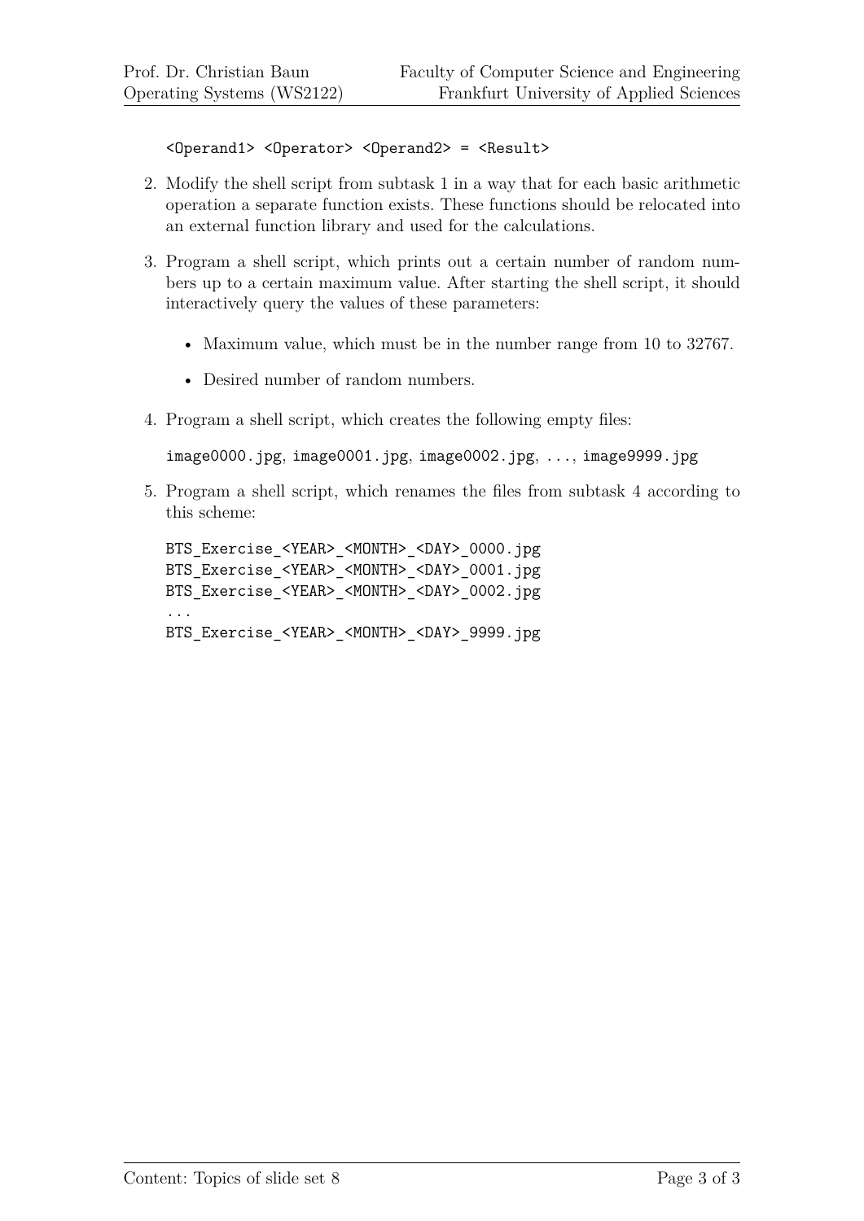`<Operand1> <Operator> <Operand2> = <Result>`

2. Modify the shell script from subtask 1 in a way that for each basic arithmetic operation a separate function exists. These functions should be relocated into an external function library and used for the calculations.

3. Program a shell script, which prints out a certain number of random numbers up to a certain maximum value. After starting the shell script, it should interactively query the values of these parameters:

   - Maximum value, which must be in the number range from 10 to 32767.
   - Desired number of random numbers.

4. Program a shell script, which creates the following empty files:

   `image0000.jpg`, `image0001.jpg`, `image0002.jpg`, `...`, `image9999.jpg`

5. Program a shell script, which renames the files from subtask 4 according to this scheme:

```
BTS_Exercise_<YEAR>_<MONTH>_<DAY>_0000.jpg
BTS_Exercise_<YEAR>_<MONTH>_<DAY>_0001.jpg
BTS_Exercise_<YEAR>_<MONTH>_<DAY>_0002.jpg
...
BTS_Exercise_<YEAR>_<MONTH>_<DAY>_9999.jpg
```